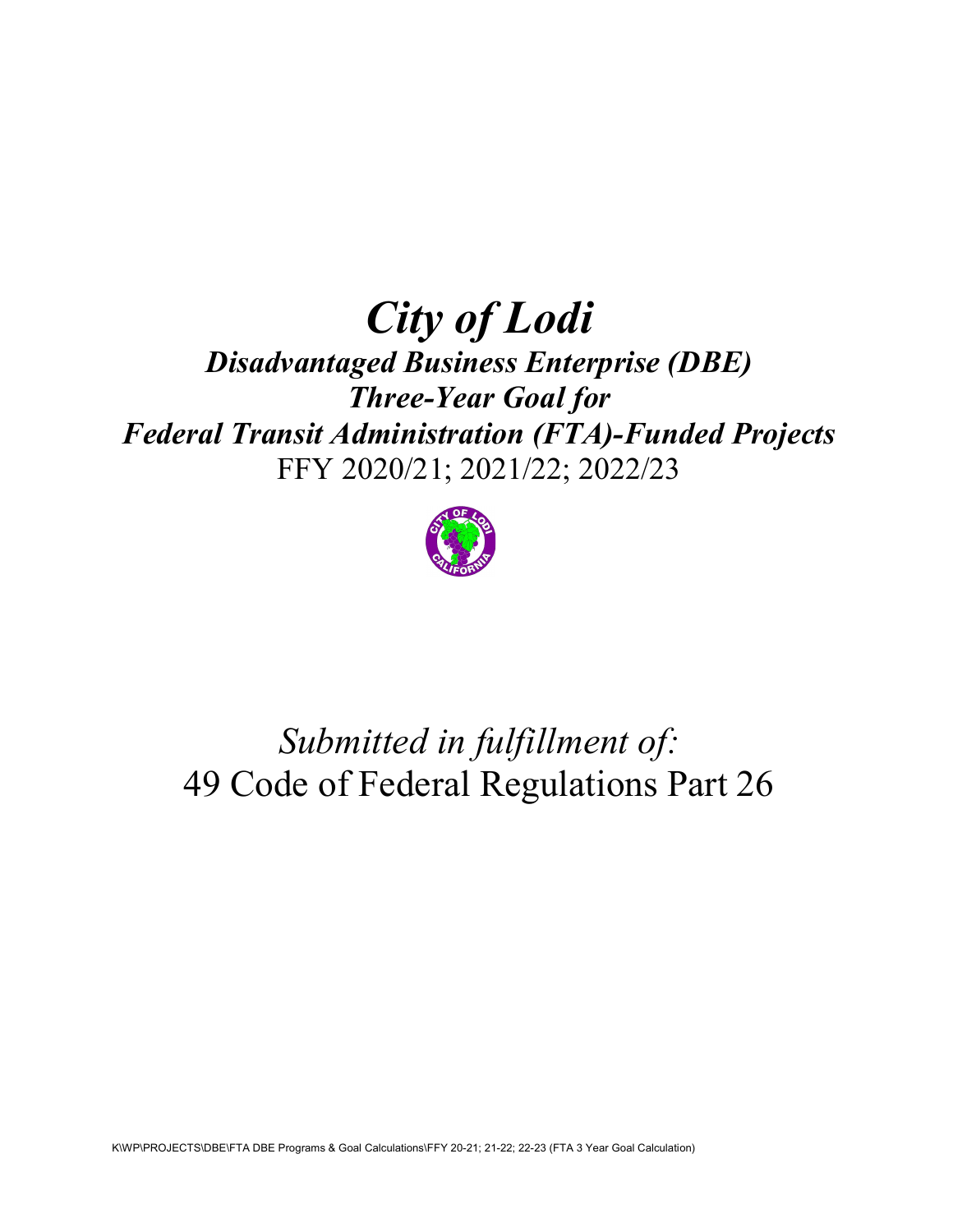# *City of Lodi*

## *Disadvantaged Business Enterprise (DBE)*
## *Three-Year Goal for*
## *Federal Transit Administration (FTA)-Funded Projects*

FFY 2020/21; 2021/22; 2022/23

*Submitted in fulfillment of:*

49 Code of Federal Regulations Part 26

K\WP\PROJECTS\DBE\FTA DBE Programs & Goal Calculations\FFY 20-21; 21-22; 22-23 (FTA 3 Year Goal Calculation)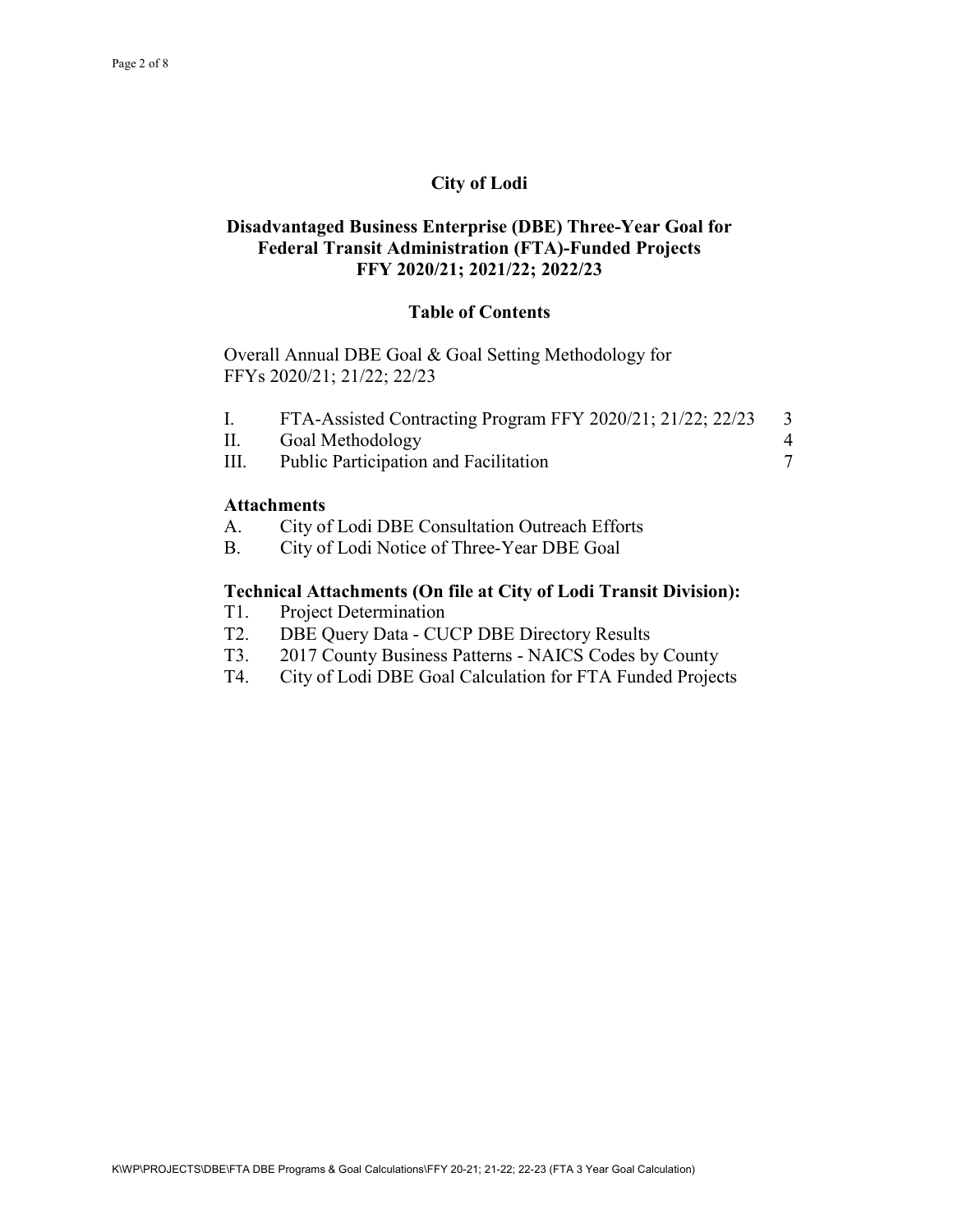# City of Lodi

## Disadvantaged Business Enterprise (DBE) Three-Year Goal for Federal Transit Administration (FTA)-Funded Projects FFY 2020/21; 2021/22; 2022/23

### Table of Contents

Overall Annual DBE Goal & Goal Setting Methodology for FFYs 2020/21; 21/22; 22/23

| | | |
|---|---|---|
| I. | FTA-Assisted Contracting Program FFY 2020/21; 21/22; 22/23 | 3 |
| II. | Goal Methodology | 4 |
| III. | Public Participation and Facilitation | 7 |

**Attachments**

A. City of Lodi DBE Consultation Outreach Efforts
B. City of Lodi Notice of Three-Year DBE Goal

**Technical Attachments (On file at City of Lodi Transit Division):**

T1. Project Determination
T2. DBE Query Data - CUCP DBE Directory Results
T3. 2017 County Business Patterns - NAICS Codes by County
T4. City of Lodi DBE Goal Calculation for FTA Funded Projects

K\WP\PROJECTS\DBE\FTA DBE Programs & Goal Calculations\FFY 20-21; 21-22; 22-23 (FTA 3 Year Goal Calculation)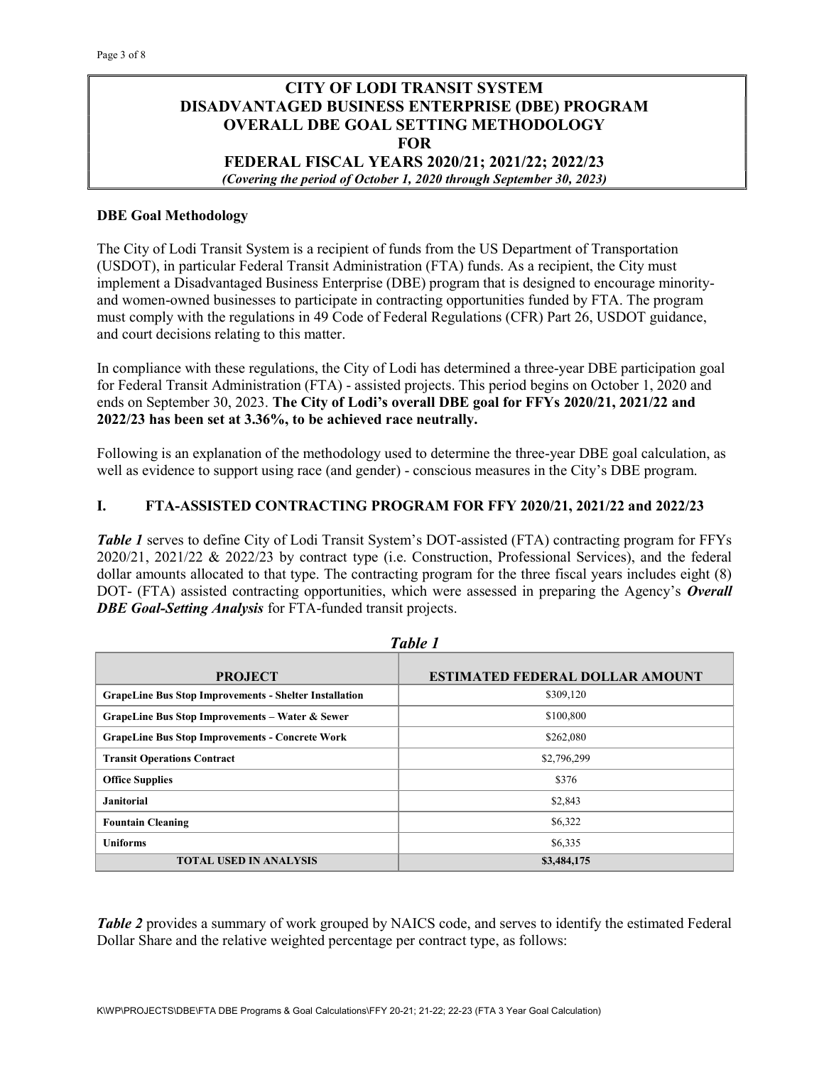# CITY OF LODI TRANSIT SYSTEM
# DISADVANTAGED BUSINESS ENTERPRISE (DBE) PROGRAM
# OVERALL DBE GOAL SETTING METHODOLOGY
# FOR
# FEDERAL FISCAL YEARS 2020/21; 2021/22; 2022/23

*(Covering the period of October 1, 2020 through September 30, 2023)*

**DBE Goal Methodology**

The City of Lodi Transit System is a recipient of funds from the US Department of Transportation (USDOT), in particular Federal Transit Administration (FTA) funds. As a recipient, the City must implement a Disadvantaged Business Enterprise (DBE) program that is designed to encourage minority- and women-owned businesses to participate in contracting opportunities funded by FTA. The program must comply with the regulations in 49 Code of Federal Regulations (CFR) Part 26, USDOT guidance, and court decisions relating to this matter.

In compliance with these regulations, the City of Lodi has determined a three-year DBE participation goal for Federal Transit Administration (FTA) - assisted projects. This period begins on October 1, 2020 and ends on September 30, 2023. **The City of Lodi's overall DBE goal for FFYs 2020/21, 2021/22 and 2022/23 has been set at 3.36%, to be achieved race neutrally.**

Following is an explanation of the methodology used to determine the three-year DBE goal calculation, as well as evidence to support using race (and gender) - conscious measures in the City's DBE program.

## I. FTA-ASSISTED CONTRACTING PROGRAM FOR FFY 2020/21, 2021/22 and 2022/23

***Table 1*** serves to define City of Lodi Transit System's DOT-assisted (FTA) contracting program for FFYs 2020/21, 2021/22 & 2022/23 by contract type (i.e. Construction, Professional Services), and the federal dollar amounts allocated to that type. The contracting program for the three fiscal years includes eight (8) DOT- (FTA) assisted contracting opportunities, which were assessed in preparing the Agency's ***Overall DBE Goal-Setting Analysis*** for FTA-funded transit projects.

***Table 1***

| PROJECT | ESTIMATED FEDERAL DOLLAR AMOUNT |
|---|---|
| **GrapeLine Bus Stop Improvements - Shelter Installation** | $309,120 |
| **GrapeLine Bus Stop Improvements – Water & Sewer** | $100,800 |
| **GrapeLine Bus Stop Improvements - Concrete Work** | $262,080 |
| **Transit Operations Contract** | $2,796,299 |
| **Office Supplies** | $376 |
| **Janitorial** | $2,843 |
| **Fountain Cleaning** | $6,322 |
| **Uniforms** | $6,335 |
| **TOTAL USED IN ANALYSIS** | **$3,484,175** |

***Table 2*** provides a summary of work grouped by NAICS code, and serves to identify the estimated Federal Dollar Share and the relative weighted percentage per contract type, as follows: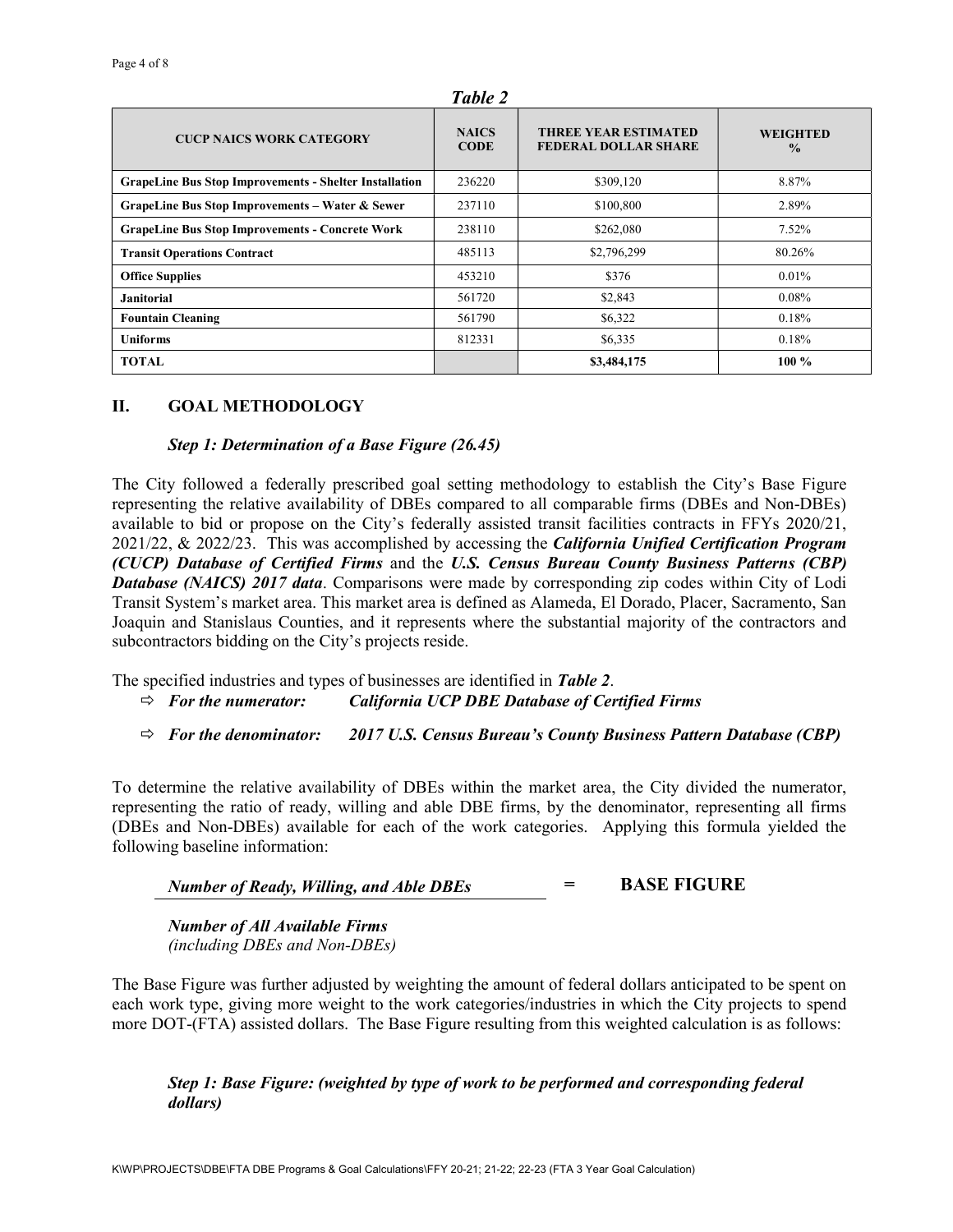*Table 2*

| CUCP NAICS WORK CATEGORY | NAICS CODE | THREE YEAR ESTIMATED FEDERAL DOLLAR SHARE | WEIGHTED % |
|---|---|---|---|
| **GrapeLine Bus Stop Improvements - Shelter Installation** | 236220 | $309,120 | 8.87% |
| **GrapeLine Bus Stop Improvements – Water & Sewer** | 237110 | $100,800 | 2.89% |
| **GrapeLine Bus Stop Improvements - Concrete Work** | 238110 | $262,080 | 7.52% |
| **Transit Operations Contract** | 485113 | $2,796,299 | 80.26% |
| **Office Supplies** | 453210 | $376 | 0.01% |
| **Janitorial** | 561720 | $2,843 | 0.08% |
| **Fountain Cleaning** | 561790 | $6,322 | 0.18% |
| **Uniforms** | 812331 | $6,335 | 0.18% |
| **TOTAL** | | **$3,484,175** | **100 %** |

## II. GOAL METHODOLOGY

### *Step 1: Determination of a Base Figure (26.45)*

The City followed a federally prescribed goal setting methodology to establish the City's Base Figure representing the relative availability of DBEs compared to all comparable firms (DBEs and Non-DBEs) available to bid or propose on the City's federally assisted transit facilities contracts in FFYs 2020/21, 2021/22, & 2022/23. This was accomplished by accessing the ***California Unified Certification Program (CUCP) Database of Certified Firms*** and the ***U.S. Census Bureau County Business Patterns (CBP) Database (NAICS) 2017 data***. Comparisons were made by corresponding zip codes within City of Lodi Transit System's market area. This market area is defined as Alameda, El Dorado, Placer, Sacramento, San Joaquin and Stanislaus Counties, and it represents where the substantial majority of the contractors and subcontractors bidding on the City's projects reside.

The specified industries and types of businesses are identified in ***Table 2***.

- ⇨ ***For the numerator:*** ***California UCP DBE Database of Certified Firms***
- ⇨ ***For the denominator:*** ***2017 U.S. Census Bureau's County Business Pattern Database (CBP)***

To determine the relative availability of DBEs within the market area, the City divided the numerator, representing the ratio of ready, willing and able DBE firms, by the denominator, representing all firms (DBEs and Non-DBEs) available for each of the work categories. Applying this formula yielded the following baseline information:

$$\frac{\textit{Number of Ready, Willing, and Able DBEs}}{\textit{Number of All Available Firms (including DBEs and Non-DBEs)}} = \textbf{BASE FIGURE}$$

The Base Figure was further adjusted by weighting the amount of federal dollars anticipated to be spent on each work type, giving more weight to the work categories/industries in which the City projects to spend more DOT-(FTA) assisted dollars. The Base Figure resulting from this weighted calculation is as follows:

***Step 1: Base Figure: (weighted by type of work to be performed and corresponding federal dollars)***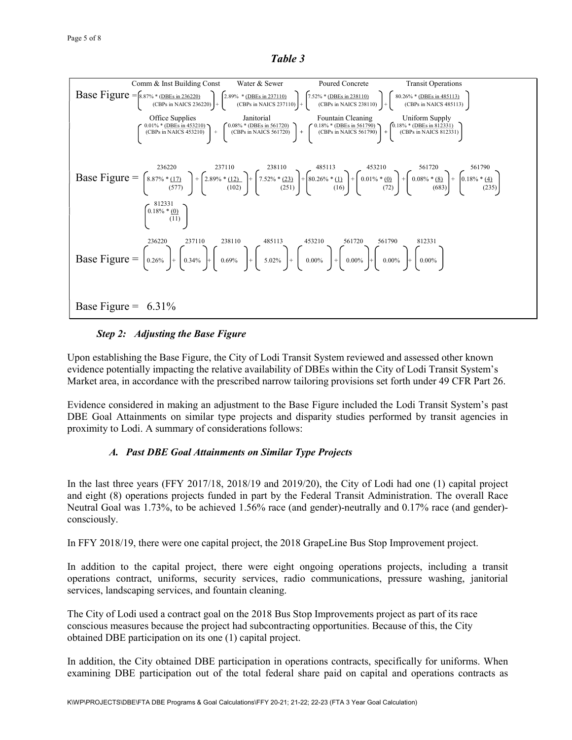## *Table 3*

$$\text{Base Figure} = \underbrace{\left(8.87\% * \frac{\text{(DBEs in 236220)}}{\text{(CBPs in NAICS 236220)}}\right)}_{\text{Comm \& Inst Building Const}} + \underbrace{\left(2.89\% * \frac{\text{(DBEs in 237110)}}{\text{(CBPs in NAICS 237110)}}\right)}_{\text{Water \& Sewer}} + \underbrace{\left(7.52\% * \frac{\text{(DBEs in 238110)}}{\text{(CBPs in NAICS 238110)}}\right)}_{\text{Poured Concrete}} + \underbrace{\left(80.26\% * \frac{\text{(DBEs in 485113)}}{\text{(CBPs in NAICS 485113)}}\right)}_{\text{Transit Operations}}$$

$$+ \underbrace{\left(0.01\% * \frac{\text{(DBEs in 453210)}}{\text{(CBPs in NAICS 453210)}}\right)}_{\text{Office Supplies}} + \underbrace{\left(0.08\% * \frac{\text{(DBEs in 561720)}}{\text{(CBPs in NAICS 561720)}}\right)}_{\text{Janitorial}} + \underbrace{\left(0.18\% * \frac{\text{(DBEs in 561790)}}{\text{(CBPs in NAICS 561790)}}\right)}_{\text{Fountain Cleaning}} + \underbrace{\left(0.18\% * \frac{\text{(DBEs in 812331)}}{\text{(CBPs in NAICS 812331)}}\right)}_{\text{Uniform Supply}}$$

$$\text{Base Figure} = \underbrace{\left(8.87\% * \frac{(17)}{(577)}\right)}_{236220} + \underbrace{\left(2.89\% * \frac{(12)}{(102)}\right)}_{237110} + \underbrace{\left(7.52\% * \frac{(23)}{(251)}\right)}_{238110} + \underbrace{\left(80.26\% * \frac{(1)}{(16)}\right)}_{485113} + \underbrace{\left(0.01\% * \frac{(0)}{(72)}\right)}_{453210} + \underbrace{\left(0.08\% * \frac{(8)}{(683)}\right)}_{561720} + \underbrace{\left(0.18\% * \frac{(4)}{(235)}\right)}_{561790} + \underbrace{\left(0.18\% * \frac{(0)}{(11)}\right)}_{812331}$$

$$\text{Base Figure} = \underbrace{(0.26\%)}_{236220} + \underbrace{(0.34\%)}_{237110} + \underbrace{(0.69\%)}_{238110} + \underbrace{(5.02\%)}_{485113} + \underbrace{(0.00\%)}_{453210} + \underbrace{(0.00\%)}_{561720} + \underbrace{(0.00\%)}_{561790} + \underbrace{(0.00\%)}_{812331}$$

$$\text{Base Figure} = 6.31\%$$

### *Step 2: Adjusting the Base Figure*

Upon establishing the Base Figure, the City of Lodi Transit System reviewed and assessed other known evidence potentially impacting the relative availability of DBEs within the City of Lodi Transit System's Market area, in accordance with the prescribed narrow tailoring provisions set forth under 49 CFR Part 26.

Evidence considered in making an adjustment to the Base Figure included the Lodi Transit System's past DBE Goal Attainments on similar type projects and disparity studies performed by transit agencies in proximity to Lodi. A summary of considerations follows:

#### *A. Past DBE Goal Attainments on Similar Type Projects*

In the last three years (FFY 2017/18, 2018/19 and 2019/20), the City of Lodi had one (1) capital project and eight (8) operations projects funded in part by the Federal Transit Administration. The overall Race Neutral Goal was 1.73%, to be achieved 1.56% race (and gender)-neutrally and 0.17% race (and gender)-consciously.

In FFY 2018/19, there were one capital project, the 2018 GrapeLine Bus Stop Improvement project.

In addition to the capital project, there were eight ongoing operations projects, including a transit operations contract, uniforms, security services, radio communications, pressure washing, janitorial services, landscaping services, and fountain cleaning.

The City of Lodi used a contract goal on the 2018 Bus Stop Improvements project as part of its race conscious measures because the project had subcontracting opportunities. Because of this, the City obtained DBE participation on its one (1) capital project.

In addition, the City obtained DBE participation in operations contracts, specifically for uniforms. When examining DBE participation out of the total federal share paid on capital and operations contracts as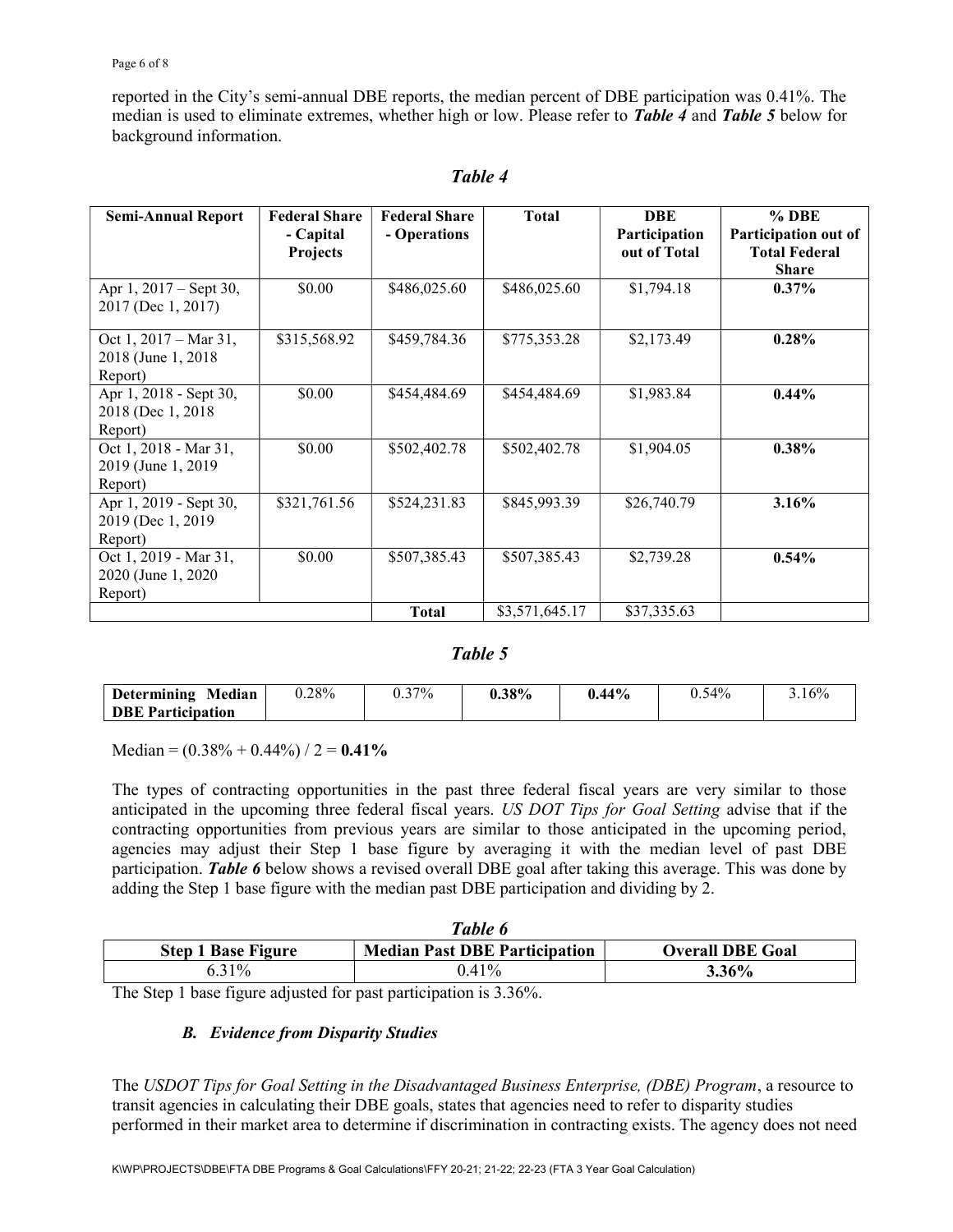reported in the City's semi-annual DBE reports, the median percent of DBE participation was 0.41%. The median is used to eliminate extremes, whether high or low. Please refer to ***Table 4*** and ***Table 5*** below for background information.

***Table 4***

| Semi-Annual Report | Federal Share - Capital Projects | Federal Share - Operations | Total | DBE Participation out of Total | % DBE Participation out of Total Federal Share |
|---|---|---|---|---|---|
| Apr 1, 2017 – Sept 30, 2017 (Dec 1, 2017) | $0.00 | $486,025.60 | $486,025.60 | $1,794.18 | **0.37%** |
| Oct 1, 2017 – Mar 31, 2018 (June 1, 2018 Report) | $315,568.92 | $459,784.36 | $775,353.28 | $2,173.49 | **0.28%** |
| Apr 1, 2018 - Sept 30, 2018 (Dec 1, 2018 Report) | $0.00 | $454,484.69 | $454,484.69 | $1,983.84 | **0.44%** |
| Oct 1, 2018 - Mar 31, 2019 (June 1, 2019 Report) | $0.00 | $502,402.78 | $502,402.78 | $1,904.05 | **0.38%** |
| Apr 1, 2019 - Sept 30, 2019 (Dec 1, 2019 Report) | $321,761.56 | $524,231.83 | $845,993.39 | $26,740.79 | **3.16%** |
| Oct 1, 2019 - Mar 31, 2020 (June 1, 2020 Report) | $0.00 | $507,385.43 | $507,385.43 | $2,739.28 | **0.54%** |
| | | **Total** | $3,571,645.17 | $37,335.63 | |

***Table 5***

| **Determining Median DBE Participation** | 0.28% | 0.37% | **0.38%** | **0.44%** | 0.54% | 3.16% |
|---|---|---|---|---|---|---|

Median = (0.38% + 0.44%) / 2 = **0.41%**

The types of contracting opportunities in the past three federal fiscal years are very similar to those anticipated in the upcoming three federal fiscal years. *US DOT Tips for Goal Setting* advise that if the contracting opportunities from previous years are similar to those anticipated in the upcoming period, agencies may adjust their Step 1 base figure by averaging it with the median level of past DBE participation. ***Table 6*** below shows a revised overall DBE goal after taking this average. This was done by adding the Step 1 base figure with the median past DBE participation and dividing by 2.

***Table 6***

| Step 1 Base Figure | Median Past DBE Participation | Overall DBE Goal |
|---|---|---|
| 6.31% | 0.41% | **3.36%** |

The Step 1 base figure adjusted for past participation is 3.36%.

### *B. Evidence from Disparity Studies*

The *USDOT Tips for Goal Setting in the Disadvantaged Business Enterprise, (DBE) Program*, a resource to transit agencies in calculating their DBE goals, states that agencies need to refer to disparity studies performed in their market area to determine if discrimination in contracting exists. The agency does not need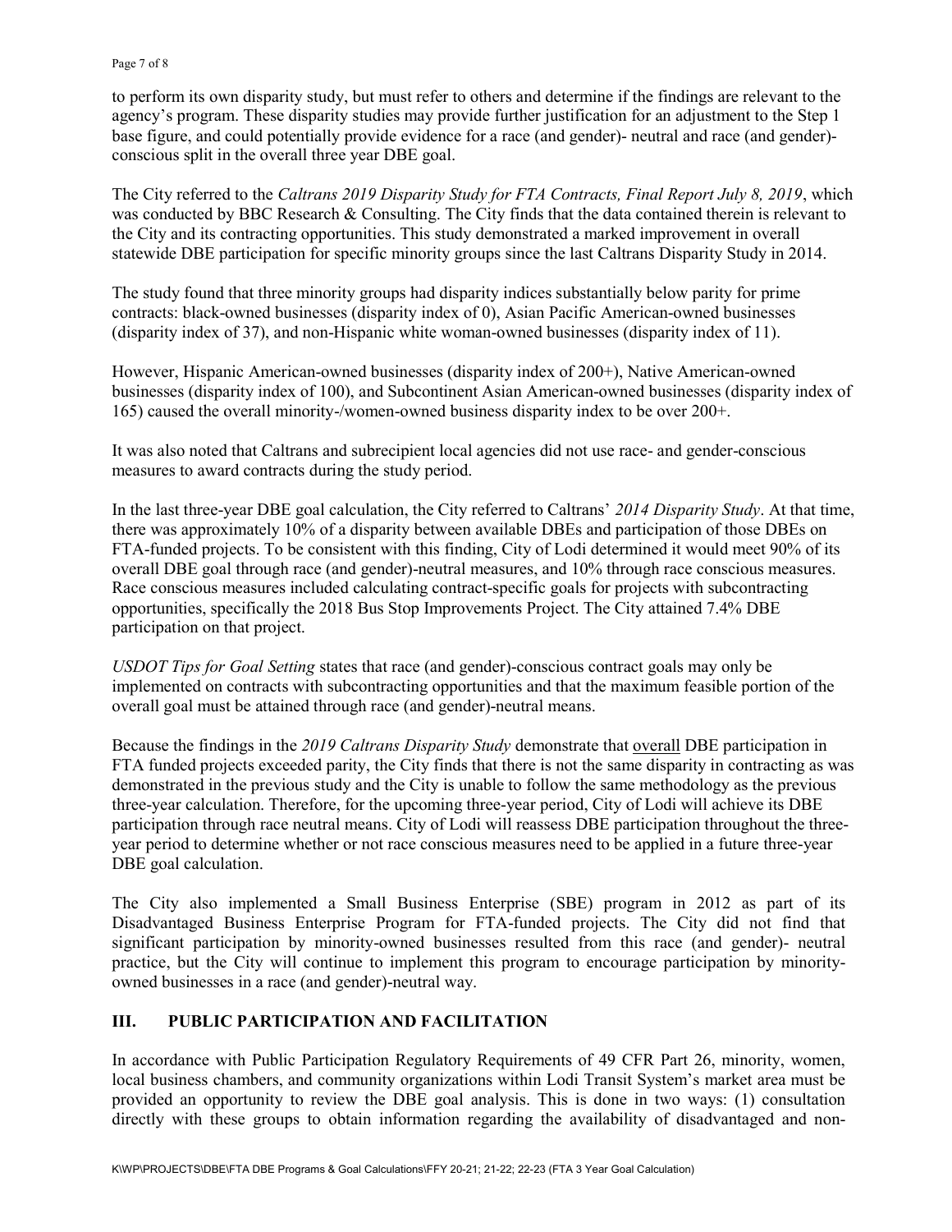to perform its own disparity study, but must refer to others and determine if the findings are relevant to the agency's program. These disparity studies may provide further justification for an adjustment to the Step 1 base figure, and could potentially provide evidence for a race (and gender)- neutral and race (and gender)-conscious split in the overall three year DBE goal.

The City referred to the *Caltrans 2019 Disparity Study for FTA Contracts, Final Report July 8, 2019*, which was conducted by BBC Research & Consulting. The City finds that the data contained therein is relevant to the City and its contracting opportunities. This study demonstrated a marked improvement in overall statewide DBE participation for specific minority groups since the last Caltrans Disparity Study in 2014.

The study found that three minority groups had disparity indices substantially below parity for prime contracts: black-owned businesses (disparity index of 0), Asian Pacific American-owned businesses (disparity index of 37), and non-Hispanic white woman-owned businesses (disparity index of 11).

However, Hispanic American-owned businesses (disparity index of 200+), Native American-owned businesses (disparity index of 100), and Subcontinent Asian American-owned businesses (disparity index of 165) caused the overall minority-/women-owned business disparity index to be over 200+.

It was also noted that Caltrans and subrecipient local agencies did not use race- and gender-conscious measures to award contracts during the study period.

In the last three-year DBE goal calculation, the City referred to Caltrans' *2014 Disparity Study*. At that time, there was approximately 10% of a disparity between available DBEs and participation of those DBEs on FTA-funded projects. To be consistent with this finding, City of Lodi determined it would meet 90% of its overall DBE goal through race (and gender)-neutral measures, and 10% through race conscious measures. Race conscious measures included calculating contract-specific goals for projects with subcontracting opportunities, specifically the 2018 Bus Stop Improvements Project. The City attained 7.4% DBE participation on that project.

*USDOT Tips for Goal Setting* states that race (and gender)-conscious contract goals may only be implemented on contracts with subcontracting opportunities and that the maximum feasible portion of the overall goal must be attained through race (and gender)-neutral means.

Because the findings in the *2019 Caltrans Disparity Study* demonstrate that <u>overall</u> DBE participation in FTA funded projects exceeded parity, the City finds that there is not the same disparity in contracting as was demonstrated in the previous study and the City is unable to follow the same methodology as the previous three-year calculation. Therefore, for the upcoming three-year period, City of Lodi will achieve its DBE participation through race neutral means. City of Lodi will reassess DBE participation throughout the three-year period to determine whether or not race conscious measures need to be applied in a future three-year DBE goal calculation.

The City also implemented a Small Business Enterprise (SBE) program in 2012 as part of its Disadvantaged Business Enterprise Program for FTA-funded projects. The City did not find that significant participation by minority-owned businesses resulted from this race (and gender)- neutral practice, but the City will continue to implement this program to encourage participation by minority-owned businesses in a race (and gender)-neutral way.

## III. PUBLIC PARTICIPATION AND FACILITATION

In accordance with Public Participation Regulatory Requirements of 49 CFR Part 26, minority, women, local business chambers, and community organizations within Lodi Transit System's market area must be provided an opportunity to review the DBE goal analysis. This is done in two ways: (1) consultation directly with these groups to obtain information regarding the availability of disadvantaged and non-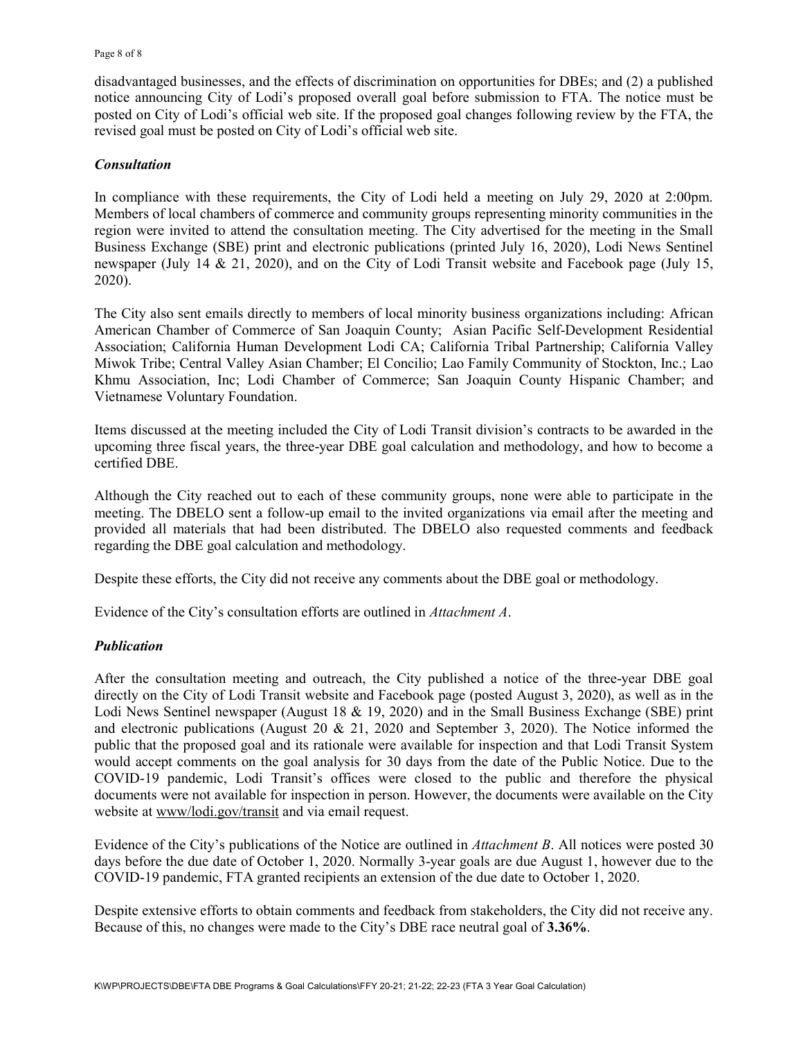disadvantaged businesses, and the effects of discrimination on opportunities for DBEs; and (2) a published notice announcing City of Lodi's proposed overall goal before submission to FTA. The notice must be posted on City of Lodi's official web site. If the proposed goal changes following review by the FTA, the revised goal must be posted on City of Lodi's official web site.

### *Consultation*

In compliance with these requirements, the City of Lodi held a meeting on July 29, 2020 at 2:00pm. Members of local chambers of commerce and community groups representing minority communities in the region were invited to attend the consultation meeting. The City advertised for the meeting in the Small Business Exchange (SBE) print and electronic publications (printed July 16, 2020), Lodi News Sentinel newspaper (July 14 & 21, 2020), and on the City of Lodi Transit website and Facebook page (July 15, 2020).

The City also sent emails directly to members of local minority business organizations including: African American Chamber of Commerce of San Joaquin County; Asian Pacific Self-Development Residential Association; California Human Development Lodi CA; California Tribal Partnership; California Valley Miwok Tribe; Central Valley Asian Chamber; El Concilio; Lao Family Community of Stockton, Inc.; Lao Khmu Association, Inc; Lodi Chamber of Commerce; San Joaquin County Hispanic Chamber; and Vietnamese Voluntary Foundation.

Items discussed at the meeting included the City of Lodi Transit division's contracts to be awarded in the upcoming three fiscal years, the three-year DBE goal calculation and methodology, and how to become a certified DBE.

Although the City reached out to each of these community groups, none were able to participate in the meeting. The DBELO sent a follow-up email to the invited organizations via email after the meeting and provided all materials that had been distributed. The DBELO also requested comments and feedback regarding the DBE goal calculation and methodology.

Despite these efforts, the City did not receive any comments about the DBE goal or methodology.

Evidence of the City's consultation efforts are outlined in *Attachment A*.

### *Publication*

After the consultation meeting and outreach, the City published a notice of the three-year DBE goal directly on the City of Lodi Transit website and Facebook page (posted August 3, 2020), as well as in the Lodi News Sentinel newspaper (August 18 & 19, 2020) and in the Small Business Exchange (SBE) print and electronic publications (August 20 & 21, 2020 and September 3, 2020). The Notice informed the public that the proposed goal and its rationale were available for inspection and that Lodi Transit System would accept comments on the goal analysis for 30 days from the date of the Public Notice. Due to the COVID-19 pandemic, Lodi Transit's offices were closed to the public and therefore the physical documents were not available for inspection in person. However, the documents were available on the City website at www/lodi.gov/transit and via email request.

Evidence of the City's publications of the Notice are outlined in *Attachment B*. All notices were posted 30 days before the due date of October 1, 2020. Normally 3-year goals are due August 1, however due to the COVID-19 pandemic, FTA granted recipients an extension of the due date to October 1, 2020.

Despite extensive efforts to obtain comments and feedback from stakeholders, the City did not receive any. Because of this, no changes were made to the City's DBE race neutral goal of **3.36%**.